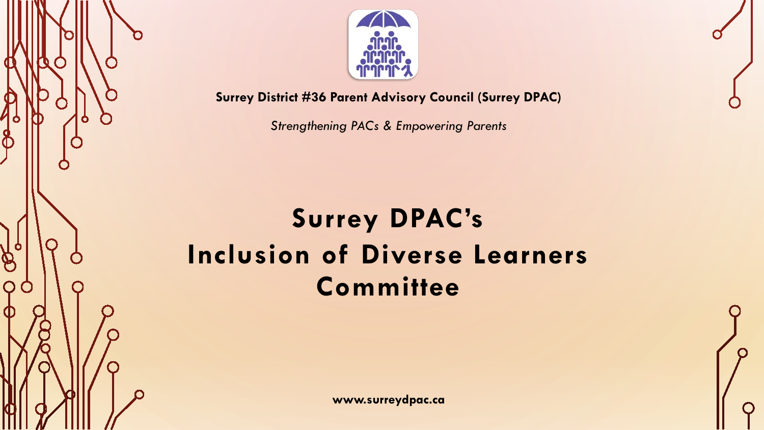**Surrey District #36 Parent Advisory Council (Surrey DPAC)**

*Strengthening PACs & Empowering Parents*

# Surrey DPAC's Inclusion of Diverse Learners Committee

**www.surreydpac.ca**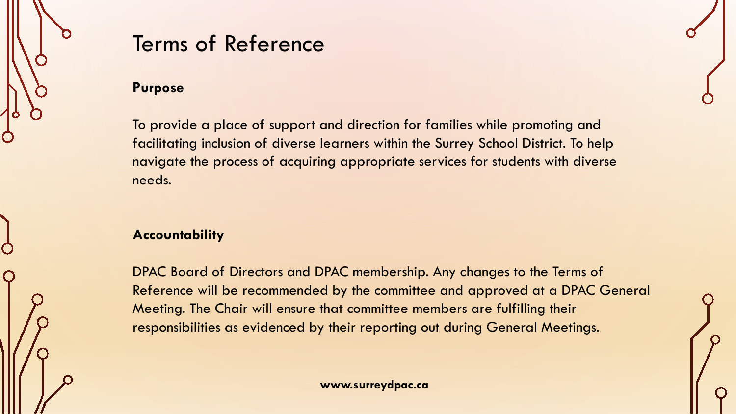# Terms of Reference

**Purpose**

To provide a place of support and direction for families while promoting and facilitating inclusion of diverse learners within the Surrey School District. To help navigate the process of acquiring appropriate services for students with diverse needs.

**Accountability**

DPAC Board of Directors and DPAC membership. Any changes to the Terms of Reference will be recommended by the committee and approved at a DPAC General Meeting. The Chair will ensure that committee members are fulfilling their responsibilities as evidenced by their reporting out during General Meetings.

**www.surreydpac.ca**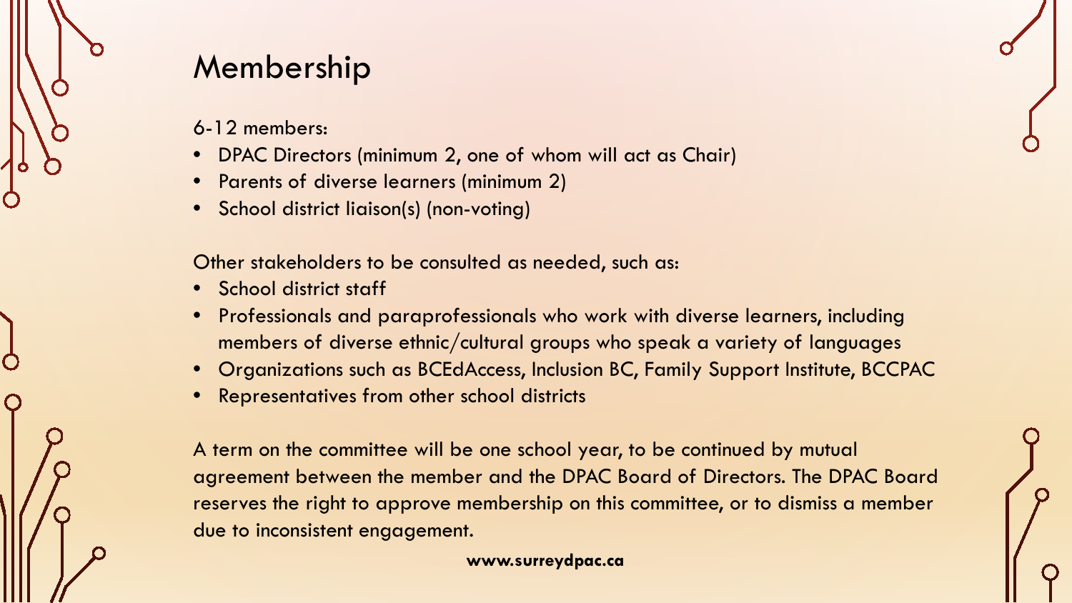# Membership

6-12 members:

- DPAC Directors (minimum 2, one of whom will act as Chair)
- Parents of diverse learners (minimum 2)
- School district liaison(s) (non-voting)

Other stakeholders to be consulted as needed, such as:

- School district staff
- Professionals and paraprofessionals who work with diverse learners, including members of diverse ethnic/cultural groups who speak a variety of languages
- Organizations such as BCEdAccess, Inclusion BC, Family Support Institute, BCCPAC
- Representatives from other school districts

A term on the committee will be one school year, to be continued by mutual agreement between the member and the DPAC Board of Directors. The DPAC Board reserves the right to approve membership on this committee, or to dismiss a member due to inconsistent engagement.

**www.surreydpac.ca**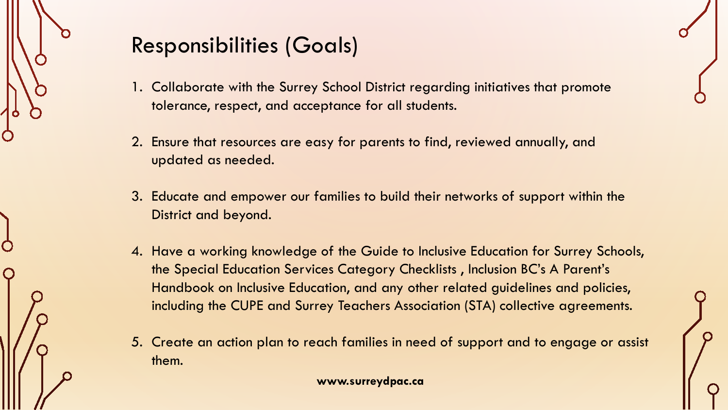# Responsibilities (Goals)

1. Collaborate with the Surrey School District regarding initiatives that promote tolerance, respect, and acceptance for all students.
2. Ensure that resources are easy for parents to find, reviewed annually, and updated as needed.
3. Educate and empower our families to build their networks of support within the District and beyond.
4. Have a working knowledge of the Guide to Inclusive Education for Surrey Schools, the Special Education Services Category Checklists , Inclusion BC's A Parent's Handbook on Inclusive Education, and any other related guidelines and policies, including the CUPE and Surrey Teachers Association (STA) collective agreements.
5. Create an action plan to reach families in need of support and to engage or assist them.

**www.surreydpac.ca**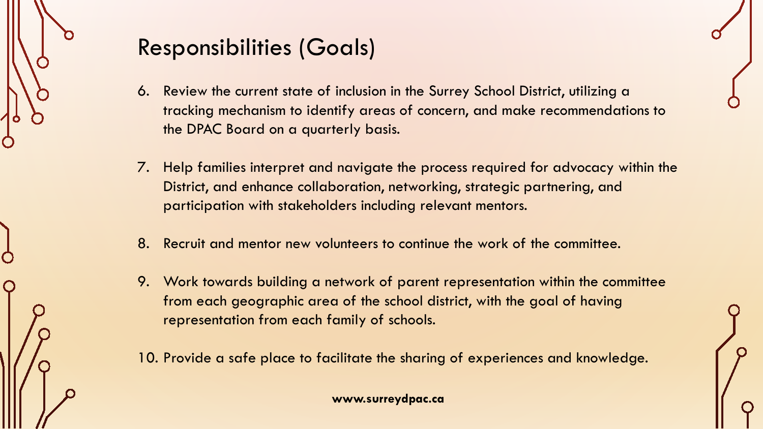# Responsibilities (Goals)

6. Review the current state of inclusion in the Surrey School District, utilizing a tracking mechanism to identify areas of concern, and make recommendations to the DPAC Board on a quarterly basis.

7. Help families interpret and navigate the process required for advocacy within the District, and enhance collaboration, networking, strategic partnering, and participation with stakeholders including relevant mentors.

8. Recruit and mentor new volunteers to continue the work of the committee.

9. Work towards building a network of parent representation within the committee from each geographic area of the school district, with the goal of having representation from each family of schools.

10. Provide a safe place to facilitate the sharing of experiences and knowledge.

**www.surreydpac.ca**